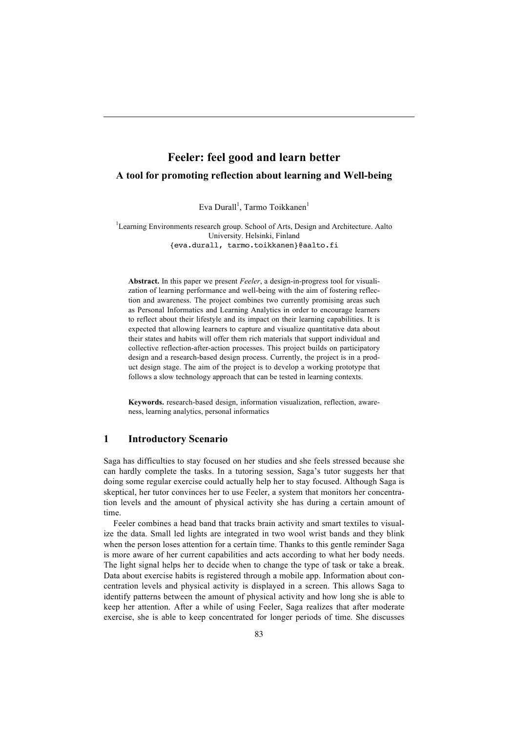# Feeler: feel good and learn better

## A tool for promoting reflection about learning and Well-being

Eva Durall[1], Tarmo Toikkanen[1]

[1]Learning Environments research group. School of Arts, Design and Architecture. Aalto University. Helsinki, Finland
{eva.durall, tarmo.toikkanen}@aalto.fi

**Abstract.** In this paper we present *Feeler*, a design-in-progress tool for visualization of learning performance and well-being with the aim of fostering reflection and awareness. The project combines two currently promising areas such as Personal Informatics and Learning Analytics in order to encourage learners to reflect about their lifestyle and its impact on their learning capabilities. It is expected that allowing learners to capture and visualize quantitative data about their states and habits will offer them rich materials that support individual and collective reflection-after-action processes. This project builds on participatory design and a research-based design process. Currently, the project is in a product design stage. The aim of the project is to develop a working prototype that follows a slow technology approach that can be tested in learning contexts.

**Keywords.** research-based design, information visualization, reflection, awareness, learning analytics, personal informatics

## 1 Introductory Scenario

Saga has difficulties to stay focused on her studies and she feels stressed because she can hardly complete the tasks. In a tutoring session, Saga's tutor suggests her that doing some regular exercise could actually help her to stay focused. Although Saga is skeptical, her tutor convinces her to use Feeler, a system that monitors her concentration levels and the amount of physical activity she has during a certain amount of time.

Feeler combines a head band that tracks brain activity and smart textiles to visualize the data. Small led lights are integrated in two wool wrist bands and they blink when the person loses attention for a certain time. Thanks to this gentle reminder Saga is more aware of her current capabilities and acts according to what her body needs. The light signal helps her to decide when to change the type of task or take a break. Data about exercise habits is registered through a mobile app. Information about concentration levels and physical activity is displayed in a screen. This allows Saga to identify patterns between the amount of physical activity and how long she is able to keep her attention. After a while of using Feeler, Saga realizes that after moderate exercise, she is able to keep concentrated for longer periods of time. She discusses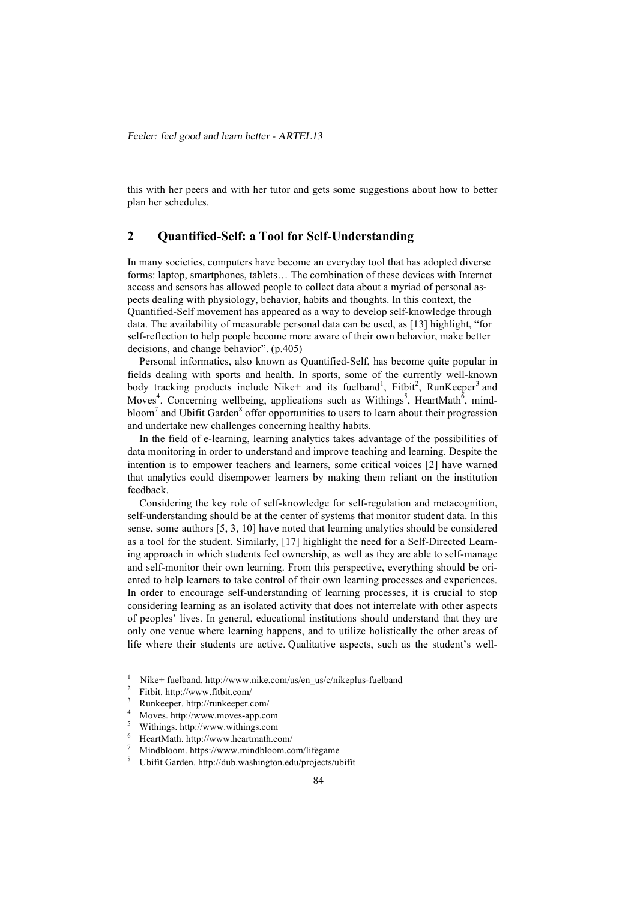this with her peers and with her tutor and gets some suggestions about how to better plan her schedules.

## 2 Quantified-Self: a Tool for Self-Understanding

In many societies, computers have become an everyday tool that has adopted diverse forms: laptop, smartphones, tablets… The combination of these devices with Internet access and sensors has allowed people to collect data about a myriad of personal aspects dealing with physiology, behavior, habits and thoughts. In this context, the Quantified-Self movement has appeared as a way to develop self-knowledge through data. The availability of measurable personal data can be used, as [13] highlight, "for self-reflection to help people become more aware of their own behavior, make better decisions, and change behavior". (p.405)

Personal informatics, also known as Quantified-Self, has become quite popular in fields dealing with sports and health. In sports, some of the currently well-known body tracking products include Nike+ and its fuelband[1], Fitbit[2], RunKeeper[3] and Moves[4]. Concerning wellbeing, applications such as Withings[5], HeartMath[6], mindbloom[7] and Ubifit Garden[8] offer opportunities to users to learn about their progression and undertake new challenges concerning healthy habits.

In the field of e-learning, learning analytics takes advantage of the possibilities of data monitoring in order to understand and improve teaching and learning. Despite the intention is to empower teachers and learners, some critical voices [2] have warned that analytics could disempower learners by making them reliant on the institution feedback.

Considering the key role of self-knowledge for self-regulation and metacognition, self-understanding should be at the center of systems that monitor student data. In this sense, some authors [5, 3, 10] have noted that learning analytics should be considered as a tool for the student. Similarly, [17] highlight the need for a Self-Directed Learning approach in which students feel ownership, as well as they are able to self-manage and self-monitor their own learning. From this perspective, everything should be oriented to help learners to take control of their own learning processes and experiences. In order to encourage self-understanding of learning processes, it is crucial to stop considering learning as an isolated activity that does not interrelate with other aspects of peoples' lives. In general, educational institutions should understand that they are only one venue where learning happens, and to utilize holistically the other areas of life where their students are active. Qualitative aspects, such as the student's well-

[1] Nike+ fuelband. http://www.nike.com/us/en_us/c/nikeplus-fuelband

[2] Fitbit. http://www.fitbit.com/

[3] Runkeeper. http://runkeeper.com/

[4] Moves. http://www.moves-app.com

[5] Withings. http://www.withings.com

[6] HeartMath. http://www.heartmath.com/

[7] Mindbloom. https://www.mindbloom.com/lifegame

[8] Ubifit Garden. http://dub.washington.edu/projects/ubifit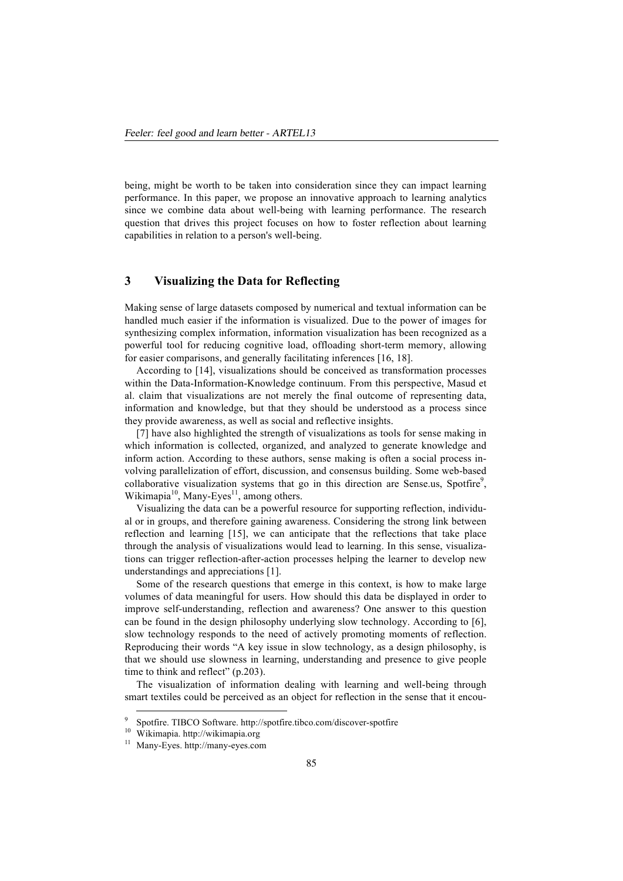being, might be worth to be taken into consideration since they can impact learning performance. In this paper, we propose an innovative approach to learning analytics since we combine data about well-being with learning performance. The research question that drives this project focuses on how to foster reflection about learning capabilities in relation to a person's well-being.

## 3 Visualizing the Data for Reflecting

Making sense of large datasets composed by numerical and textual information can be handled much easier if the information is visualized. Due to the power of images for synthesizing complex information, information visualization has been recognized as a powerful tool for reducing cognitive load, offloading short-term memory, allowing for easier comparisons, and generally facilitating inferences [16, 18].

According to [14], visualizations should be conceived as transformation processes within the Data-Information-Knowledge continuum. From this perspective, Masud et al. claim that visualizations are not merely the final outcome of representing data, information and knowledge, but that they should be understood as a process since they provide awareness, as well as social and reflective insights.

[7] have also highlighted the strength of visualizations as tools for sense making in which information is collected, organized, and analyzed to generate knowledge and inform action. According to these authors, sense making is often a social process involving parallelization of effort, discussion, and consensus building. Some web-based collaborative visualization systems that go in this direction are Sense.us, Spotfire[9], Wikimapia[10], Many-Eyes[11], among others.

Visualizing the data can be a powerful resource for supporting reflection, individual or in groups, and therefore gaining awareness. Considering the strong link between reflection and learning [15], we can anticipate that the reflections that take place through the analysis of visualizations would lead to learning. In this sense, visualizations can trigger reflection-after-action processes helping the learner to develop new understandings and appreciations [1].

Some of the research questions that emerge in this context, is how to make large volumes of data meaningful for users. How should this data be displayed in order to improve self-understanding, reflection and awareness? One answer to this question can be found in the design philosophy underlying slow technology. According to [6], slow technology responds to the need of actively promoting moments of reflection. Reproducing their words "A key issue in slow technology, as a design philosophy, is that we should use slowness in learning, understanding and presence to give people time to think and reflect" (p.203).

The visualization of information dealing with learning and well-being through smart textiles could be perceived as an object for reflection in the sense that it encou-

[9] Spotfire. TIBCO Software. http://spotfire.tibco.com/discover-spotfire

[10] Wikimapia. http://wikimapia.org

[11] Many-Eyes. http://many-eyes.com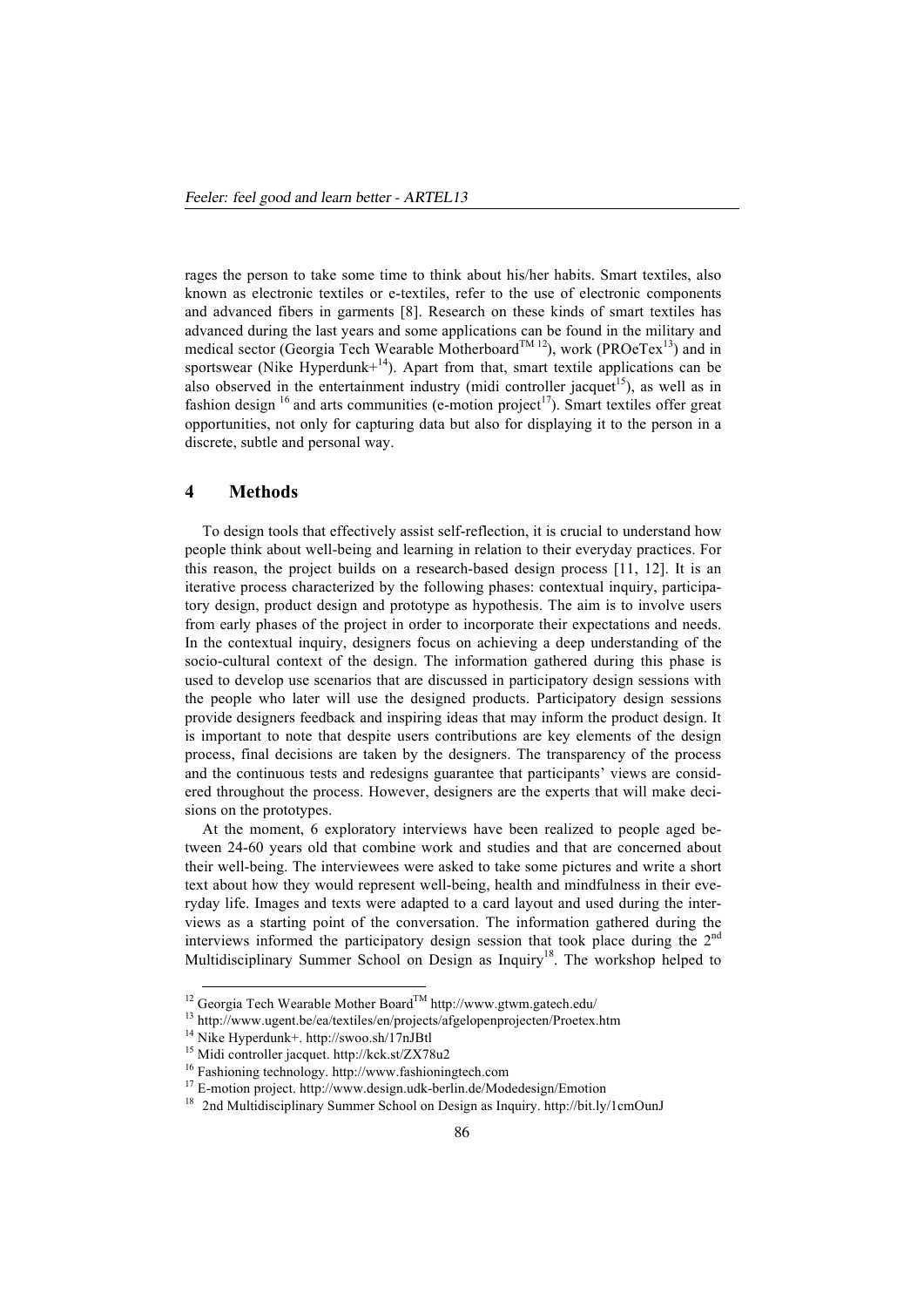rages the person to take some time to think about his/her habits. Smart textiles, also known as electronic textiles or e-textiles, refer to the use of electronic components and advanced fibers in garments [8]. Research on these kinds of smart textiles has advanced during the last years and some applications can be found in the military and medical sector (Georgia Tech Wearable Motherboard™ [12]), work (PROeTex[13]) and in sportswear (Nike Hyperdunk+[14]). Apart from that, smart textile applications can be also observed in the entertainment industry (midi controller jacquet[15]), as well as in fashion design [16] and arts communities (e-motion project[17]). Smart textiles offer great opportunities, not only for capturing data but also for displaying it to the person in a discrete, subtle and personal way.

## 4 Methods

To design tools that effectively assist self-reflection, it is crucial to understand how people think about well-being and learning in relation to their everyday practices. For this reason, the project builds on a research-based design process [11, 12]. It is an iterative process characterized by the following phases: contextual inquiry, participatory design, product design and prototype as hypothesis. The aim is to involve users from early phases of the project in order to incorporate their expectations and needs. In the contextual inquiry, designers focus on achieving a deep understanding of the socio-cultural context of the design. The information gathered during this phase is used to develop use scenarios that are discussed in participatory design sessions with the people who later will use the designed products. Participatory design sessions provide designers feedback and inspiring ideas that may inform the product design. It is important to note that despite users contributions are key elements of the design process, final decisions are taken by the designers. The transparency of the process and the continuous tests and redesigns guarantee that participants' views are considered throughout the process. However, designers are the experts that will make decisions on the prototypes.

At the moment, 6 exploratory interviews have been realized to people aged between 24-60 years old that combine work and studies and that are concerned about their well-being. The interviewees were asked to take some pictures and write a short text about how they would represent well-being, health and mindfulness in their everyday life. Images and texts were adapted to a card layout and used during the interviews as a starting point of the conversation. The information gathered during the interviews informed the participatory design session that took place during the 2nd Multidisciplinary Summer School on Design as Inquiry[18]. The workshop helped to

[12] Georgia Tech Wearable Mother Board™ http://www.gtwm.gatech.edu/

[13] http://www.ugent.be/ea/textiles/en/projects/afgelopenprojecten/Proetex.htm

[14] Nike Hyperdunk+. http://swoo.sh/17nJBtl

[15] Midi controller jacquet. http://kck.st/ZX78u2

[16] Fashioning technology. http://www.fashioningtech.com

[17] E-motion project. http://www.design.udk-berlin.de/Modedesign/Emotion

[18] 2nd Multidisciplinary Summer School on Design as Inquiry. http://bit.ly/1cmOunJ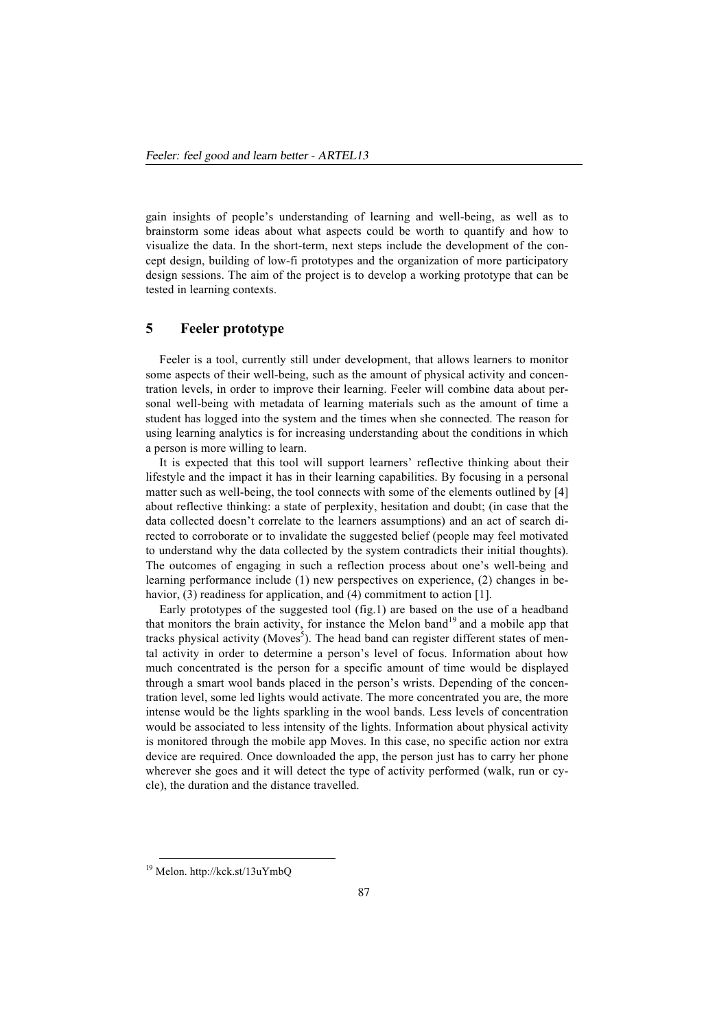gain insights of people's understanding of learning and well-being, as well as to brainstorm some ideas about what aspects could be worth to quantify and how to visualize the data. In the short-term, next steps include the development of the concept design, building of low-fi prototypes and the organization of more participatory design sessions. The aim of the project is to develop a working prototype that can be tested in learning contexts.

## 5 Feeler prototype

Feeler is a tool, currently still under development, that allows learners to monitor some aspects of their well-being, such as the amount of physical activity and concentration levels, in order to improve their learning. Feeler will combine data about personal well-being with metadata of learning materials such as the amount of time a student has logged into the system and the times when she connected. The reason for using learning analytics is for increasing understanding about the conditions in which a person is more willing to learn.

It is expected that this tool will support learners' reflective thinking about their lifestyle and the impact it has in their learning capabilities. By focusing in a personal matter such as well-being, the tool connects with some of the elements outlined by [4] about reflective thinking: a state of perplexity, hesitation and doubt; (in case that the data collected doesn't correlate to the learners assumptions) and an act of search directed to corroborate or to invalidate the suggested belief (people may feel motivated to understand why the data collected by the system contradicts their initial thoughts). The outcomes of engaging in such a reflection process about one's well-being and learning performance include (1) new perspectives on experience, (2) changes in behavior, (3) readiness for application, and (4) commitment to action [1].

Early prototypes of the suggested tool (fig.1) are based on the use of a headband that monitors the brain activity, for instance the Melon band[19] and a mobile app that tracks physical activity (Moves[5]). The head band can register different states of mental activity in order to determine a person's level of focus. Information about how much concentrated is the person for a specific amount of time would be displayed through a smart wool bands placed in the person's wrists. Depending of the concentration level, some led lights would activate. The more concentrated you are, the more intense would be the lights sparkling in the wool bands. Less levels of concentration would be associated to less intensity of the lights. Information about physical activity is monitored through the mobile app Moves. In this case, no specific action nor extra device are required. Once downloaded the app, the person just has to carry her phone wherever she goes and it will detect the type of activity performed (walk, run or cycle), the duration and the distance travelled.

[19] Melon. http://kck.st/13uYmbQ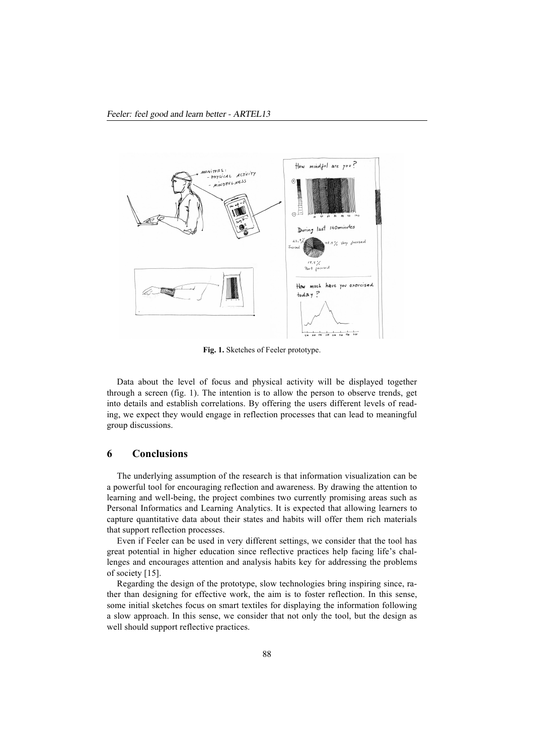**Fig. 1.** Sketches of Feeler prototype.

Data about the level of focus and physical activity will be displayed together through a screen (fig. 1). The intention is to allow the person to observe trends, get into details and establish correlations. By offering the users different levels of reading, we expect they would engage in reflection processes that can lead to meaningful group discussions.

## 6 Conclusions

The underlying assumption of the research is that information visualization can be a powerful tool for encouraging reflection and awareness. By drawing the attention to learning and well-being, the project combines two currently promising areas such as Personal Informatics and Learning Analytics. It is expected that allowing learners to capture quantitative data about their states and habits will offer them rich materials that support reflection processes.

Even if Feeler can be used in very different settings, we consider that the tool has great potential in higher education since reflective practices help facing life's challenges and encourages attention and analysis habits key for addressing the problems of society [15].

Regarding the design of the prototype, slow technologies bring inspiring since, rather than designing for effective work, the aim is to foster reflection. In this sense, some initial sketches focus on smart textiles for displaying the information following a slow approach. In this sense, we consider that not only the tool, but the design as well should support reflective practices.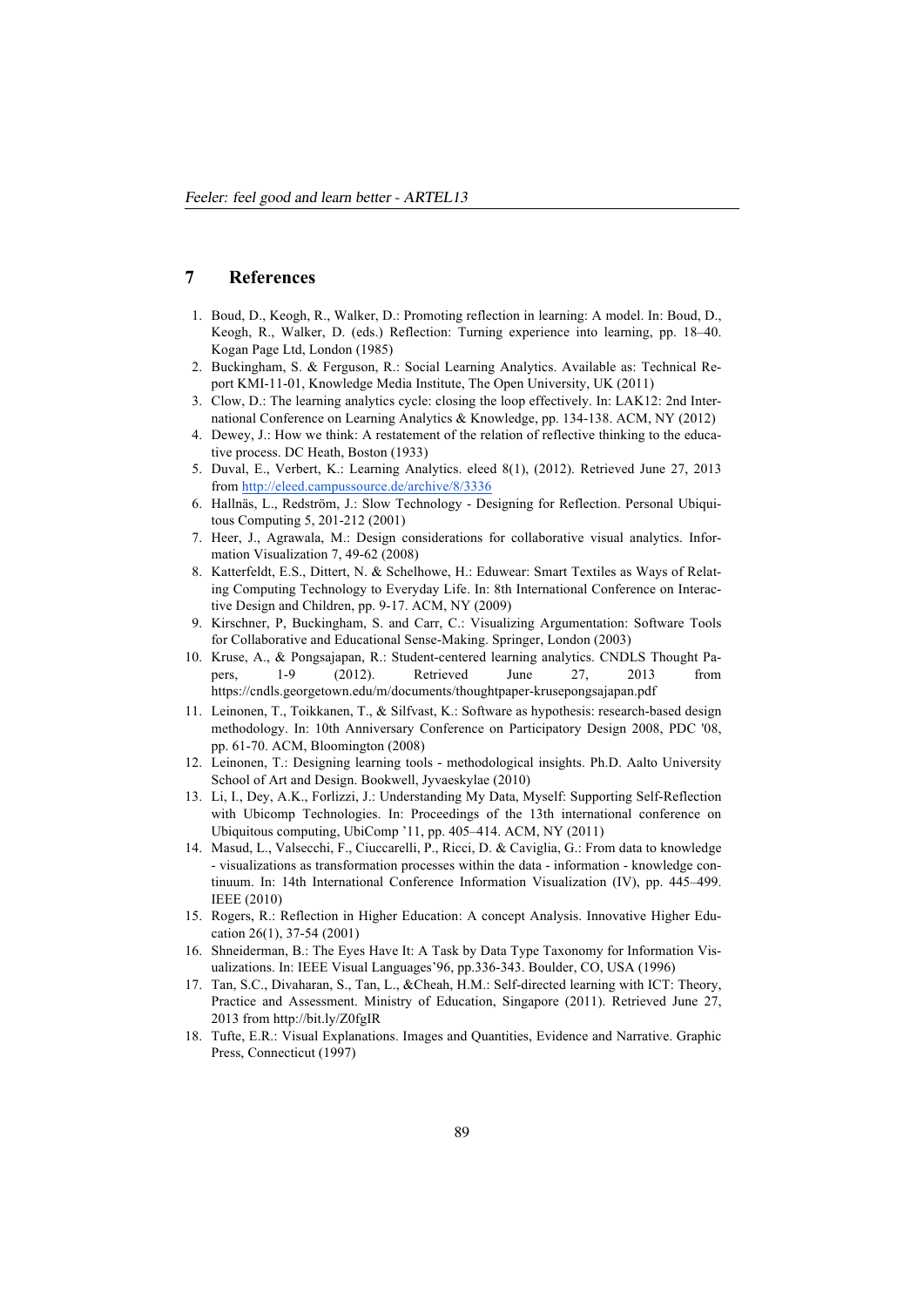# 7 References

1. Boud, D., Keogh, R., Walker, D.: Promoting reflection in learning: A model. In: Boud, D., Keogh, R., Walker, D. (eds.) Reflection: Turning experience into learning, pp. 18–40. Kogan Page Ltd, London (1985)
2. Buckingham, S. & Ferguson, R.: Social Learning Analytics. Available as: Technical Report KMI-11-01, Knowledge Media Institute, The Open University, UK (2011)
3. Clow, D.: The learning analytics cycle: closing the loop effectively. In: LAK12: 2nd International Conference on Learning Analytics & Knowledge, pp. 134-138. ACM, NY (2012)
4. Dewey, J.: How we think: A restatement of the relation of reflective thinking to the educative process. DC Heath, Boston (1933)
5. Duval, E., Verbert, K.: Learning Analytics. eleed 8(1), (2012). Retrieved June 27, 2013 from http://eleed.campussource.de/archive/8/3336
6. Hallnäs, L., Redström, J.: Slow Technology - Designing for Reflection. Personal Ubiquitous Computing 5, 201-212 (2001)
7. Heer, J., Agrawala, M.: Design considerations for collaborative visual analytics. Information Visualization 7, 49-62 (2008)
8. Katterfeldt, E.S., Dittert, N. & Schelhowe, H.: Eduwear: Smart Textiles as Ways of Relating Computing Technology to Everyday Life. In: 8th International Conference on Interactive Design and Children, pp. 9-17. ACM, NY (2009)
9. Kirschner, P, Buckingham, S. and Carr, C.: Visualizing Argumentation: Software Tools for Collaborative and Educational Sense-Making. Springer, London (2003)
10. Kruse, A., & Pongsajapan, R.: Student-centered learning analytics. CNDLS Thought Papers, 1-9 (2012). Retrieved June 27, 2013 from https://cndls.georgetown.edu/m/documents/thoughtpaper-krusepongsajapan.pdf
11. Leinonen, T., Toikkanen, T., & Silfvast, K.: Software as hypothesis: research-based design methodology. In: 10th Anniversary Conference on Participatory Design 2008, PDC '08, pp. 61-70. ACM, Bloomington (2008)
12. Leinonen, T.: Designing learning tools - methodological insights. Ph.D. Aalto University School of Art and Design. Bookwell, Jyvaeskylae (2010)
13. Li, I., Dey, A.K., Forlizzi, J.: Understanding My Data, Myself: Supporting Self-Reflection with Ubicomp Technologies. In: Proceedings of the 13th international conference on Ubiquitous computing, UbiComp '11, pp. 405–414. ACM, NY (2011)
14. Masud, L., Valsecchi, F., Ciuccarelli, P., Ricci, D. & Caviglia, G.: From data to knowledge - visualizations as transformation processes within the data - information - knowledge continuum. In: 14th International Conference Information Visualization (IV), pp. 445–499. IEEE (2010)
15. Rogers, R.: Reflection in Higher Education: A concept Analysis. Innovative Higher Education 26(1), 37-54 (2001)
16. Shneiderman, B.: The Eyes Have It: A Task by Data Type Taxonomy for Information Visualizations. In: IEEE Visual Languages'96, pp.336-343. Boulder, CO, USA (1996)
17. Tan, S.C., Divaharan, S., Tan, L., &Cheah, H.M.: Self-directed learning with ICT: Theory, Practice and Assessment. Ministry of Education, Singapore (2011). Retrieved June 27, 2013 from http://bit.ly/Z0fgIR
18. Tufte, E.R.: Visual Explanations. Images and Quantities, Evidence and Narrative. Graphic Press, Connecticut (1997)